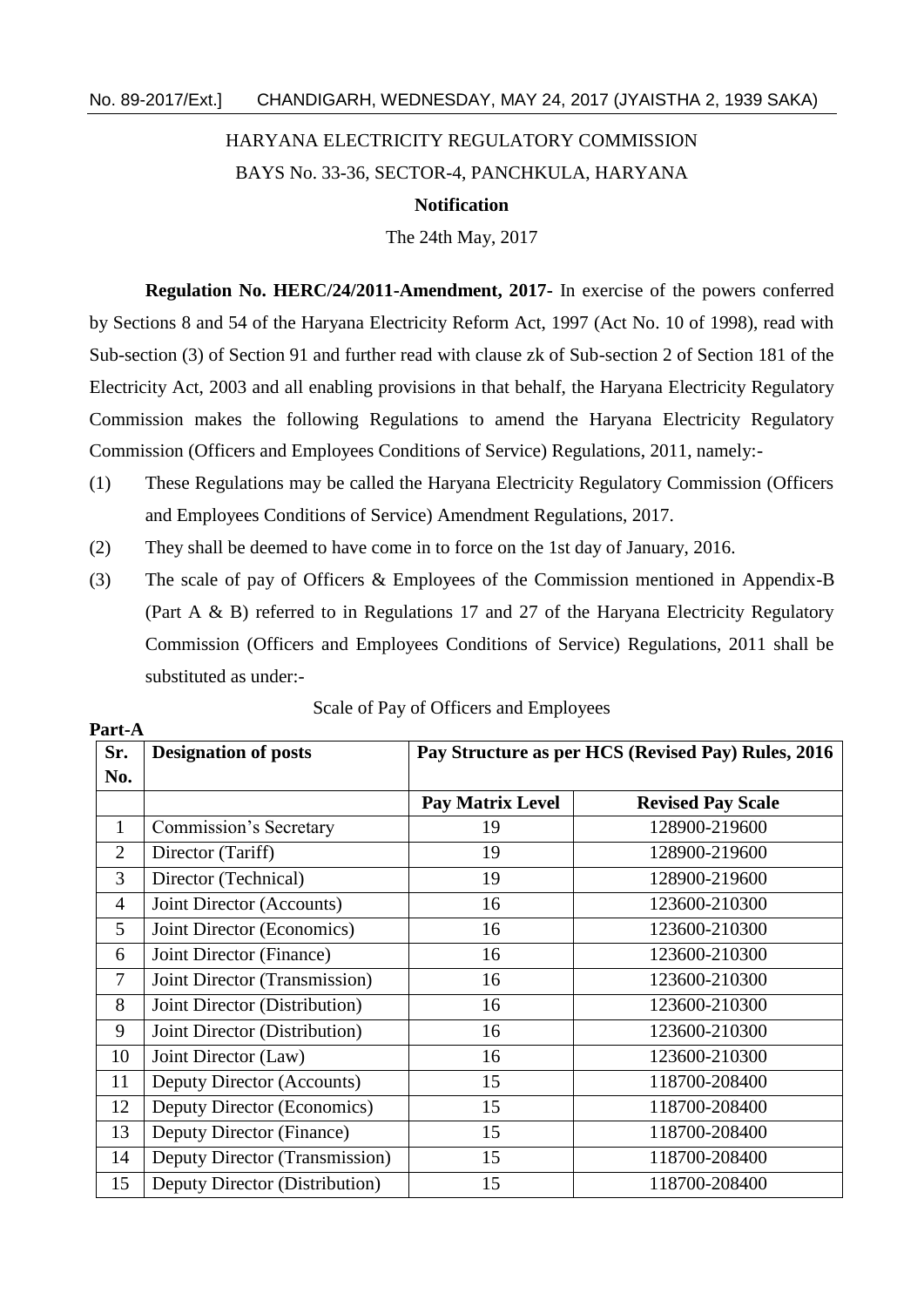HARYANA ELECTRICITY REGULATORY COMMISSION

BAYS No. 33-36, SECTOR-4, PANCHKULA, HARYANA

**Notification**

The 24th May, 2017

**Regulation No. HERC/24/2011-Amendment, 2017-** In exercise of the powers conferred by Sections 8 and 54 of the Haryana Electricity Reform Act, 1997 (Act No. 10 of 1998), read with Sub-section (3) of Section 91 and further read with clause zk of Sub-section 2 of Section 181 of the Electricity Act, 2003 and all enabling provisions in that behalf, the Haryana Electricity Regulatory Commission makes the following Regulations to amend the Haryana Electricity Regulatory Commission (Officers and Employees Conditions of Service) Regulations, 2011, namely:-

(1) These Regulations may be called the Haryana Electricity Regulatory Commission (Officers and Employees Conditions of Service) Amendment Regulations, 2017.

(2) They shall be deemed to have come in to force on the 1st day of January, 2016.

(3) The scale of pay of Officers & Employees of the Commission mentioned in Appendix-B (Part A & B) referred to in Regulations 17 and 27 of the Haryana Electricity Regulatory Commission (Officers and Employees Conditions of Service) Regulations, 2011 shall be substituted as under:-

Scale of Pay of Officers and Employees

**Part-A**

| Sr. No. | Designation of posts | Pay Structure as per HCS (Revised Pay) Rules, 2016 | |
|---|---|---|---|
| | | **Pay Matrix Level** | **Revised Pay Scale** |
| 1 | Commission's Secretary | 19 | 128900-219600 |
| 2 | Director (Tariff) | 19 | 128900-219600 |
| 3 | Director (Technical) | 19 | 128900-219600 |
| 4 | Joint Director (Accounts) | 16 | 123600-210300 |
| 5 | Joint Director (Economics) | 16 | 123600-210300 |
| 6 | Joint Director (Finance) | 16 | 123600-210300 |
| 7 | Joint Director (Transmission) | 16 | 123600-210300 |
| 8 | Joint Director (Distribution) | 16 | 123600-210300 |
| 9 | Joint Director (Distribution) | 16 | 123600-210300 |
| 10 | Joint Director (Law) | 16 | 123600-210300 |
| 11 | Deputy Director (Accounts) | 15 | 118700-208400 |
| 12 | Deputy Director (Economics) | 15 | 118700-208400 |
| 13 | Deputy Director (Finance) | 15 | 118700-208400 |
| 14 | Deputy Director (Transmission) | 15 | 118700-208400 |
| 15 | Deputy Director (Distribution) | 15 | 118700-208400 |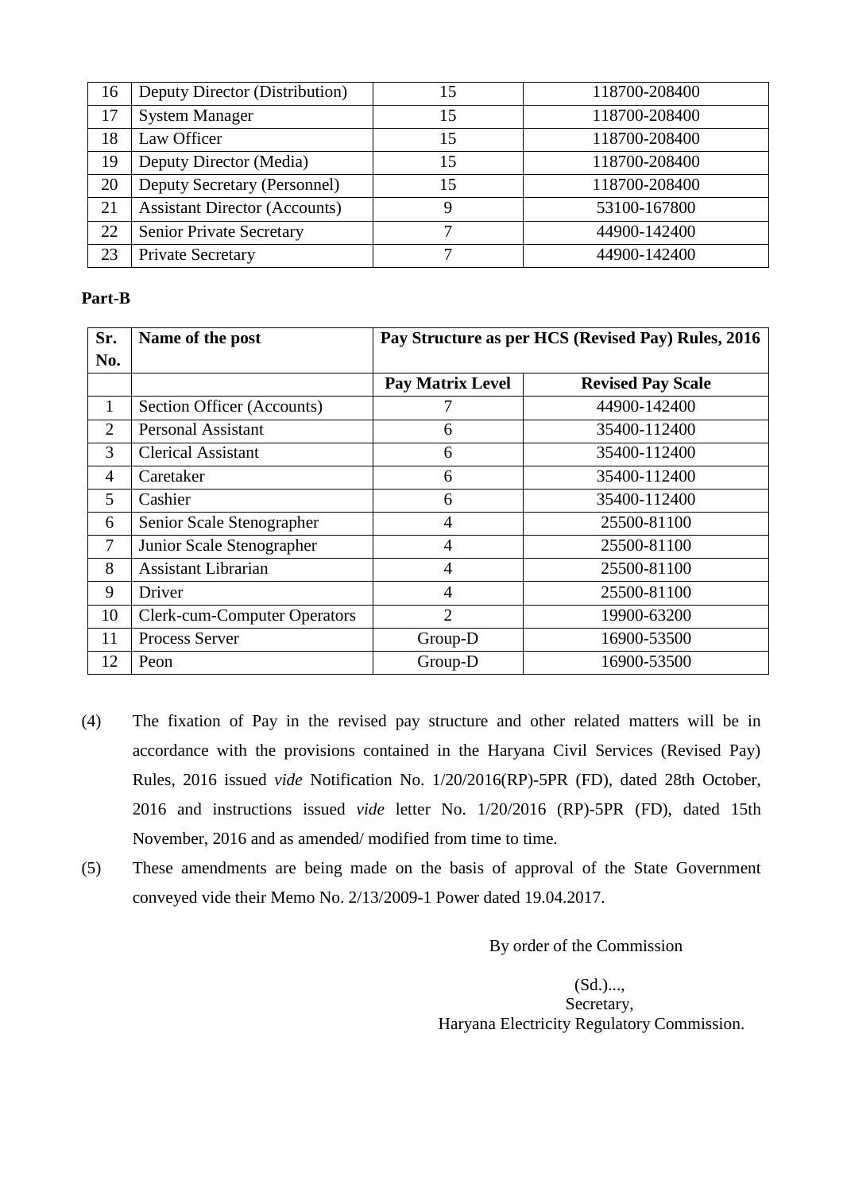| | | | |
|---|---|---|---|
| 16 | Deputy Director (Distribution) | 15 | 118700-208400 |
| 17 | System Manager | 15 | 118700-208400 |
| 18 | Law Officer | 15 | 118700-208400 |
| 19 | Deputy Director (Media) | 15 | 118700-208400 |
| 20 | Deputy Secretary (Personnel) | 15 | 118700-208400 |
| 21 | Assistant Director (Accounts) | 9 | 53100-167800 |
| 22 | Senior Private Secretary | 7 | 44900-142400 |
| 23 | Private Secretary | 7 | 44900-142400 |

**Part-B**

| Sr. No. | Name of the post | Pay Structure as per HCS (Revised Pay) Rules, 2016 | |
|---|---|---|---|
| | | **Pay Matrix Level** | **Revised Pay Scale** |
| 1 | Section Officer (Accounts) | 7 | 44900-142400 |
| 2 | Personal Assistant | 6 | 35400-112400 |
| 3 | Clerical Assistant | 6 | 35400-112400 |
| 4 | Caretaker | 6 | 35400-112400 |
| 5 | Cashier | 6 | 35400-112400 |
| 6 | Senior Scale Stenographer | 4 | 25500-81100 |
| 7 | Junior Scale Stenographer | 4 | 25500-81100 |
| 8 | Assistant Librarian | 4 | 25500-81100 |
| 9 | Driver | 4 | 25500-81100 |
| 10 | Clerk-cum-Computer Operators | 2 | 19900-63200 |
| 11 | Process Server | Group-D | 16900-53500 |
| 12 | Peon | Group-D | 16900-53500 |

(4) The fixation of Pay in the revised pay structure and other related matters will be in accordance with the provisions contained in the Haryana Civil Services (Revised Pay) Rules, 2016 issued *vide* Notification No. 1/20/2016(RP)-5PR (FD), dated 28th October, 2016 and instructions issued *vide* letter No. 1/20/2016 (RP)-5PR (FD), dated 15th November, 2016 and as amended/ modified from time to time.

(5) These amendments are being made on the basis of approval of the State Government conveyed vide their Memo No. 2/13/2009-1 Power dated 19.04.2017.

By order of the Commission

(Sd.)...,
Secretary,
Haryana Electricity Regulatory Commission.